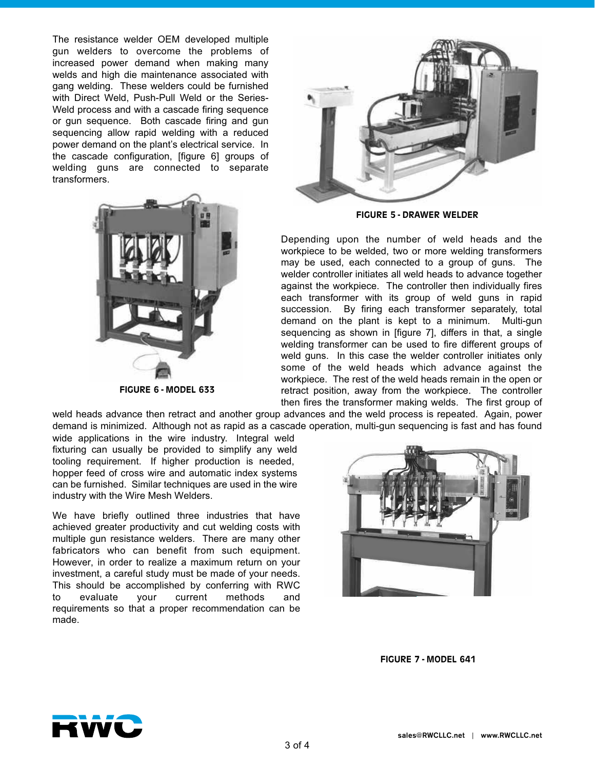The resistance welder OEM developed multiple gun welders to overcome the problems of increased power demand when making many welds and high die maintenance associated with gang welding. These welders could be furnished with Direct Weld, Push-Pull Weld or the Series-Weld process and with a cascade firing sequence or gun sequence. Both cascade firing and gun sequencing allow rapid welding with a reduced power demand on the plant's electrical service. In the cascade configuration, [figure 6] groups of welding guns are connected to separate transformers.

**FIGURE 5 - DRAWER WELDER**

**FIGURE 6 - MODEL 633**

Depending upon the number of weld heads and the workpiece to be welded, two or more welding transformers may be used, each connected to a group of guns. The welder controller initiates all weld heads to advance together against the workpiece. The controller then individually fires each transformer with its group of weld guns in rapid succession. By firing each transformer separately, total demand on the plant is kept to a minimum. Multi-gun sequencing as shown in [figure 7], differs in that, a single welding transformer can be used to fire different groups of weld guns. In this case the welder controller initiates only some of the weld heads which advance against the workpiece. The rest of the weld heads remain in the open or retract position, away from the workpiece. The controller then fires the transformer making welds. The first group of weld heads advance then retract and another group advances and the weld process is repeated. Again, power demand is minimized. Although not as rapid as a cascade operation, multi-gun sequencing is fast and has found wide applications in the wire industry. Integral weld fixturing can usually be provided to simplify any weld tooling requirement. If higher production is needed, hopper feed of cross wire and automatic index systems can be furnished. Similar techniques are used in the wire industry with the Wire Mesh Welders.

We have briefly outlined three industries that have achieved greater productivity and cut welding costs with multiple gun resistance welders. There are many other fabricators who can benefit from such equipment. However, in order to realize a maximum return on your investment, a careful study must be made of your needs. This should be accomplished by conferring with RWC to evaluate your current methods and requirements so that a proper recommendation can be made.

**FIGURE 7 - MODEL 641**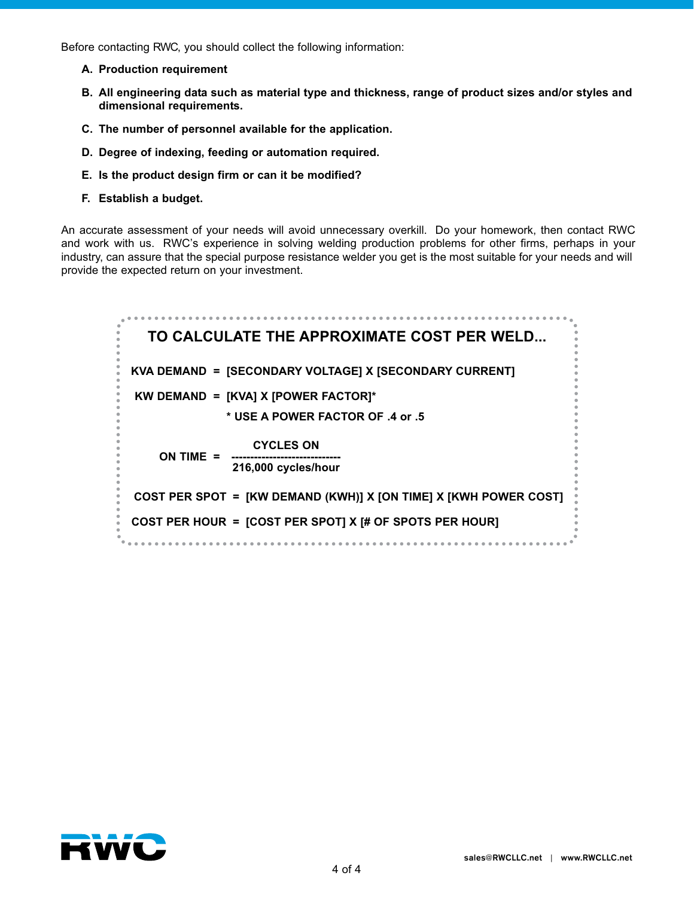Before contacting RWC, you should collect the following information:

A. **Production requirement**

B. **All engineering data such as material type and thickness, range of product sizes and/or styles and dimensional requirements.**

C. **The number of personnel available for the application.**

D. **Degree of indexing, feeding or automation required.**

E. **Is the product design firm or can it be modified?**

F. **Establish a budget.**

An accurate assessment of your needs will avoid unnecessary overkill. Do your homework, then contact RWC and work with us. RWC's experience in solving welding production problems for other firms, perhaps in your industry, can assure that the special purpose resistance welder you get is the most suitable for your needs and will provide the expected return on your investment.

## TO CALCULATE THE APPROXIMATE COST PER WELD...

**KVA DEMAND = [SECONDARY VOLTAGE] X [SECONDARY CURRENT]**

**KW DEMAND = [KVA] X [POWER FACTOR]***

**\* USE A POWER FACTOR OF .4 or .5**

$$\text{ON TIME} = \frac{\text{CYCLES ON}}{216{,}000 \text{ cycles/hour}}$$

**COST PER SPOT = [KW DEMAND (KWH)] X [ON TIME] X [KWH POWER COST]**

**COST PER HOUR = [COST PER SPOT] X [# OF SPOTS PER HOUR]**

sales@RWCLLC.net | www.RWCLLC.net